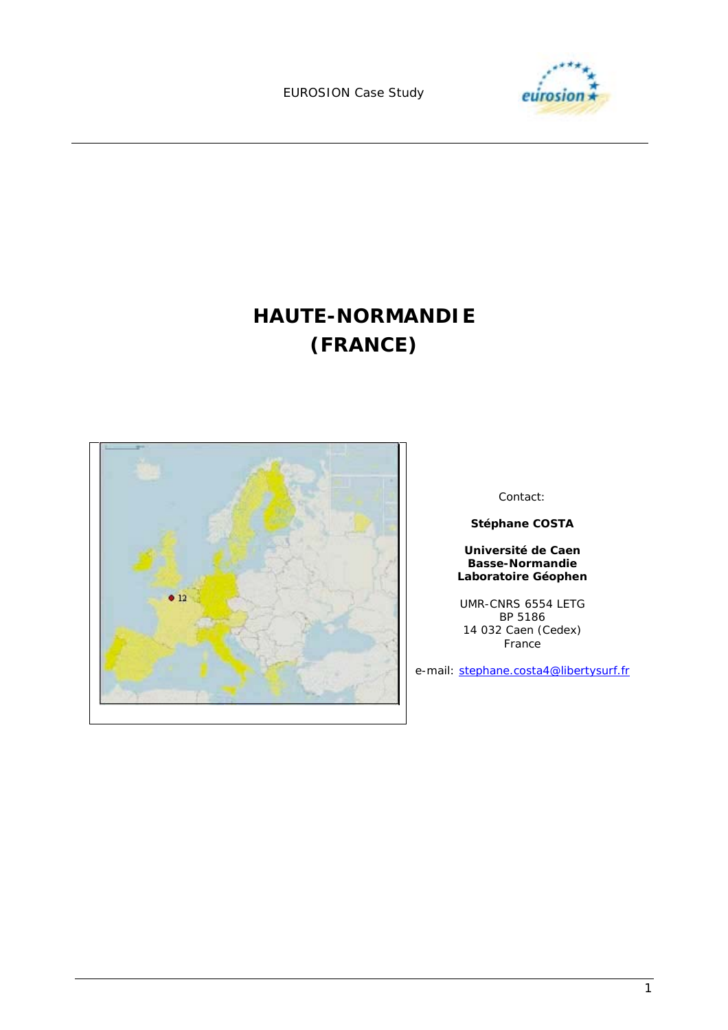EUROSION Case Study

# HAUTE-NORMANDIE (FRANCE)

Contact:

**Stéphane COSTA**

**Université de Caen Basse-Normandie Laboratoire Géophen**

UMR-CNRS 6554 LETG
BP 5186
14 032 Caen (Cedex)
France

e-mail: stephane.costa4@libertysurf.fr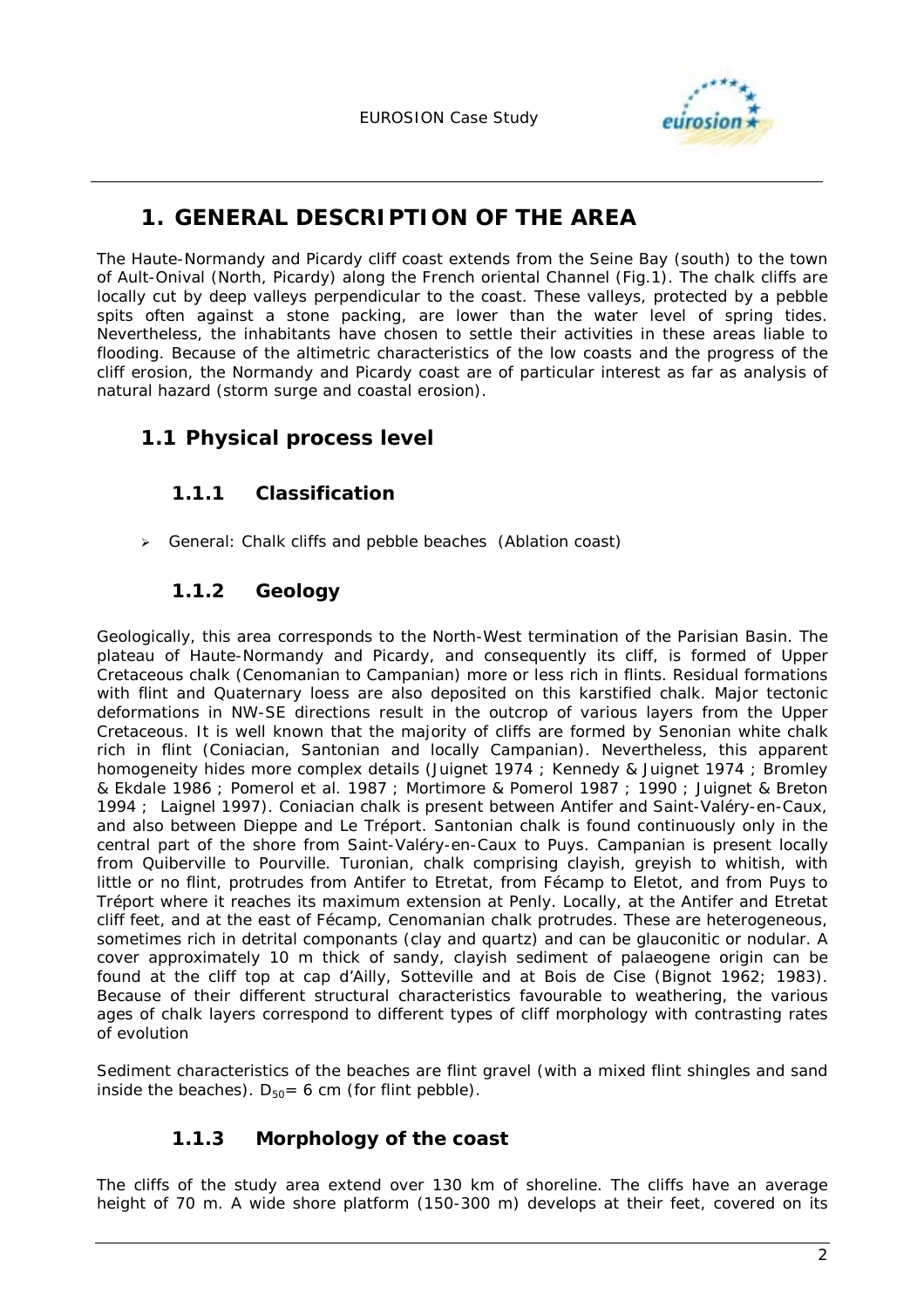# 1. GENERAL DESCRIPTION OF THE AREA

The Haute-Normandy and Picardy cliff coast extends from the Seine Bay (south) to the town of Ault-Onival (North, Picardy) along the French oriental Channel (Fig.1). The chalk cliffs are locally cut by deep valleys perpendicular to the coast. These valleys, protected by a pebble spits often against a stone packing, are lower than the water level of spring tides. Nevertheless, the inhabitants have chosen to settle their activities in these areas liable to flooding. Because of the altimetric characteristics of the low coasts and the progress of the cliff erosion, the Normandy and Picardy coast are of particular interest as far as analysis of natural hazard (storm surge and coastal erosion).

## 1.1 Physical process level

### 1.1.1 Classification

- General: Chalk cliffs and pebble beaches (Ablation coast)

### 1.1.2 Geology

Geologically, this area corresponds to the North-West termination of the Parisian Basin. The plateau of Haute-Normandy and Picardy, and consequently its cliff, is formed of Upper Cretaceous chalk (Cenomanian to Campanian) more or less rich in flints. Residual formations with flint and Quaternary loess are also deposited on this karstified chalk. Major tectonic deformations in NW-SE directions result in the outcrop of various layers from the Upper Cretaceous. It is well known that the majority of cliffs are formed by Senonian white chalk rich in flint (Coniacian, Santonian and locally Campanian). Nevertheless, this apparent homogeneity hides more complex details (Juignet 1974 ; Kennedy & Juignet 1974 ; Bromley & Ekdale 1986 ; Pomerol et al. 1987 ; Mortimore & Pomerol 1987 ; 1990 ; Juignet & Breton 1994 ; Laignel 1997). Coniacian chalk is present between Antifer and Saint-Valéry-en-Caux, and also between Dieppe and Le Tréport. Santonian chalk is found continuously only in the central part of the shore from Saint-Valéry-en-Caux to Puys. Campanian is present locally from Quiberville to Pourville. Turonian, chalk comprising clayish, greyish to whitish, with little or no flint, protrudes from Antifer to Etretat, from Fécamp to Eletot, and from Puys to Tréport where it reaches its maximum extension at Penly. Locally, at the Antifer and Etretat cliff feet, and at the east of Fécamp, Cenomanian chalk protrudes. These are heterogeneous, sometimes rich in detrital componants (clay and quartz) and can be glauconitic or nodular. A cover approximately 10 m thick of sandy, clayish sediment of palaeogene origin can be found at the cliff top at cap d'Ailly, Sotteville and at Bois de Cise (Bignot 1962; 1983). Because of their different structural characteristics favourable to weathering, the various ages of chalk layers correspond to different types of cliff morphology with contrasting rates of evolution

Sediment characteristics of the beaches are flint gravel (with a mixed flint shingles and sand inside the beaches). $D_{50}$= 6 cm (for flint pebble).

### 1.1.3 Morphology of the coast

The cliffs of the study area extend over 130 km of shoreline. The cliffs have an average height of 70 m. A wide shore platform (150-300 m) develops at their feet, covered on its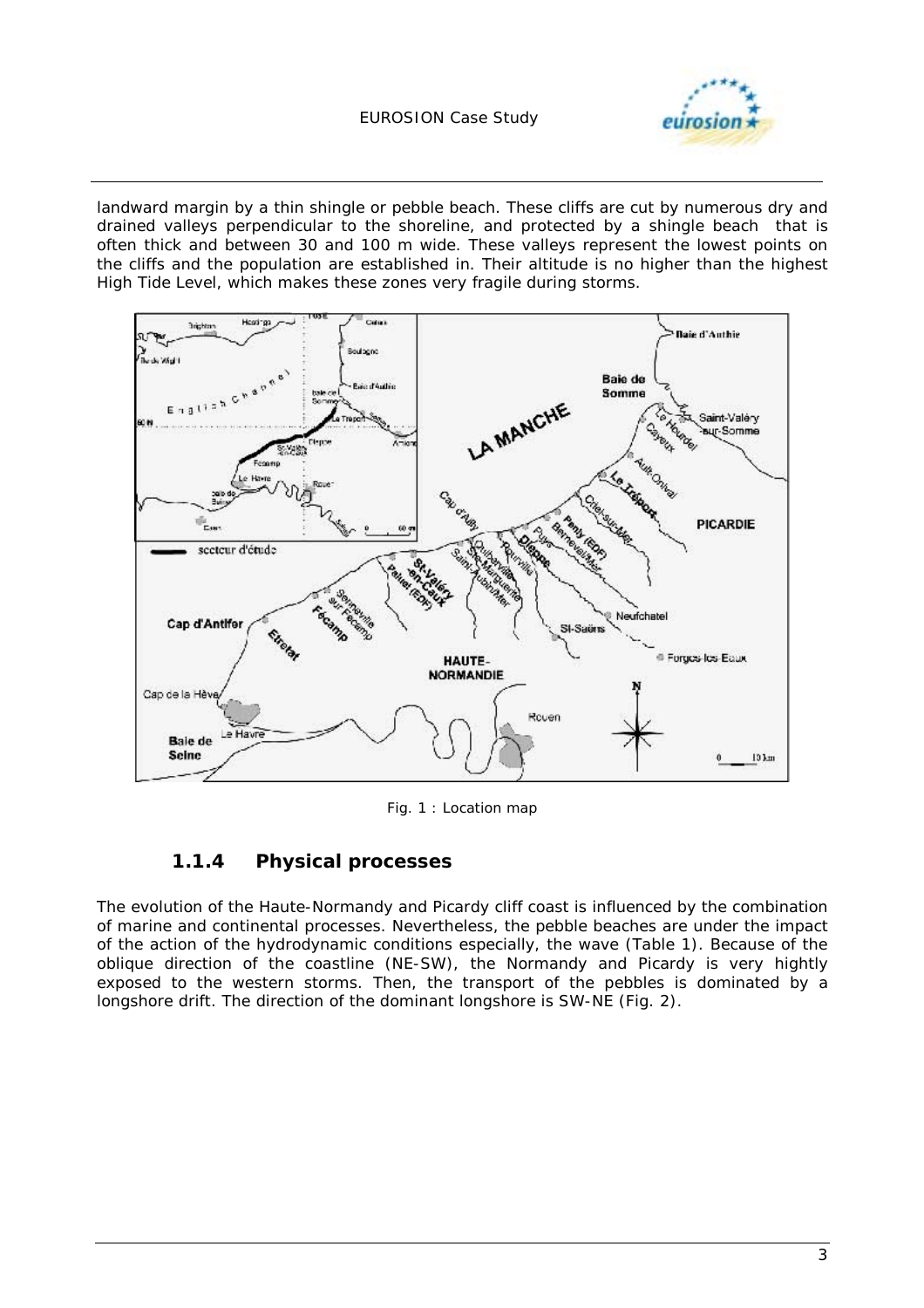landward margin by a thin shingle or pebble beach. These cliffs are cut by numerous dry and drained valleys perpendicular to the shoreline, and protected by a shingle beach that is often thick and between 30 and 100 m wide. These valleys represent the lowest points on the cliffs and the population are established in. Their altitude is no higher than the highest High Tide Level, which makes these zones very fragile during storms.

Fig. 1 : Location map

### 1.1.4 Physical processes

The evolution of the Haute-Normandy and Picardy cliff coast is influenced by the combination of marine and continental processes. Nevertheless, the pebble beaches are under the impact of the action of the hydrodynamic conditions especially, the wave (Table 1). Because of the oblique direction of the coastline (NE-SW), the Normandy and Picardy is very hightly exposed to the western storms. Then, the transport of the pebbles is dominated by a longshore drift. The direction of the dominant longshore is SW-NE (Fig. 2).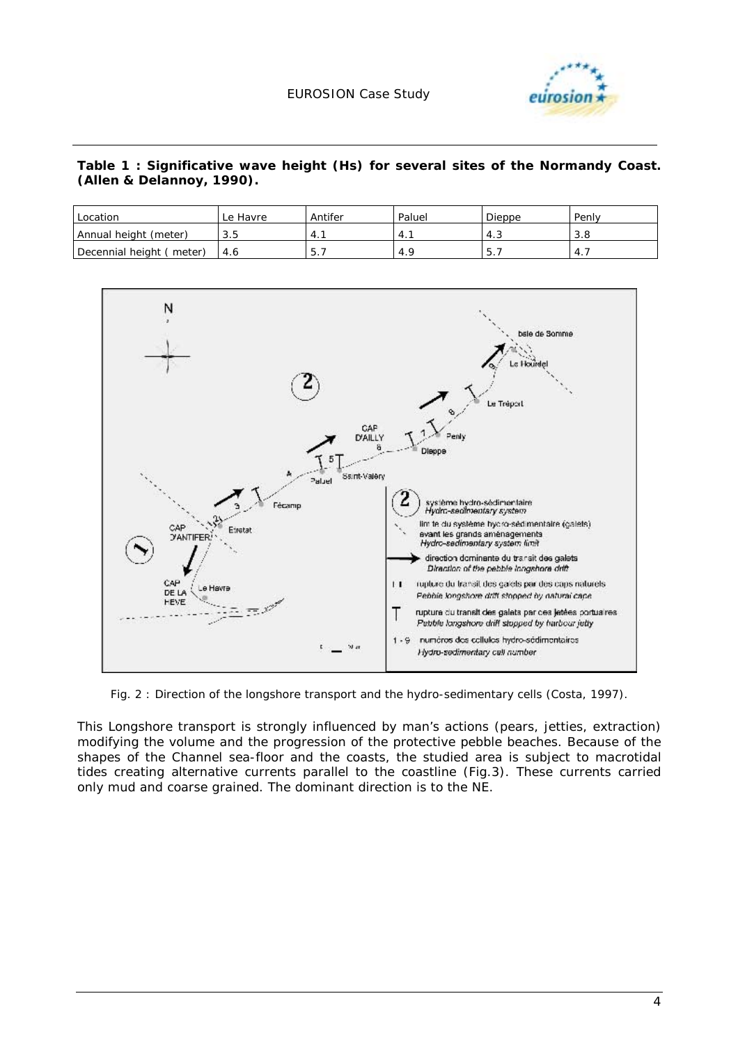**Table 1 : Significative wave height (Hs) for several sites of the Normandy Coast. (Allen & Delannoy, 1990).**

| Location | Le Havre | Antifer | Paluel | Dieppe | Penly |
|---|---|---|---|---|---|
| Annual height (meter) | 3.5 | 4.1 | 4.1 | 4.3 | 3.8 |
| Decennial height ( meter) | 4.6 | 5.7 | 4.9 | 5.7 | 4.7 |

Fig. 2 : Direction of the longshore transport and the hydro-sedimentary cells (Costa, 1997).

This Longshore transport is strongly influenced by man's actions (pears, jetties, extraction) modifying the volume and the progression of the protective pebble beaches. Because of the shapes of the Channel sea-floor and the coasts, the studied area is subject to macrotidal tides creating alternative currents parallel to the coastline (Fig.3). These currents carried only mud and coarse grained. The dominant direction is to the NE.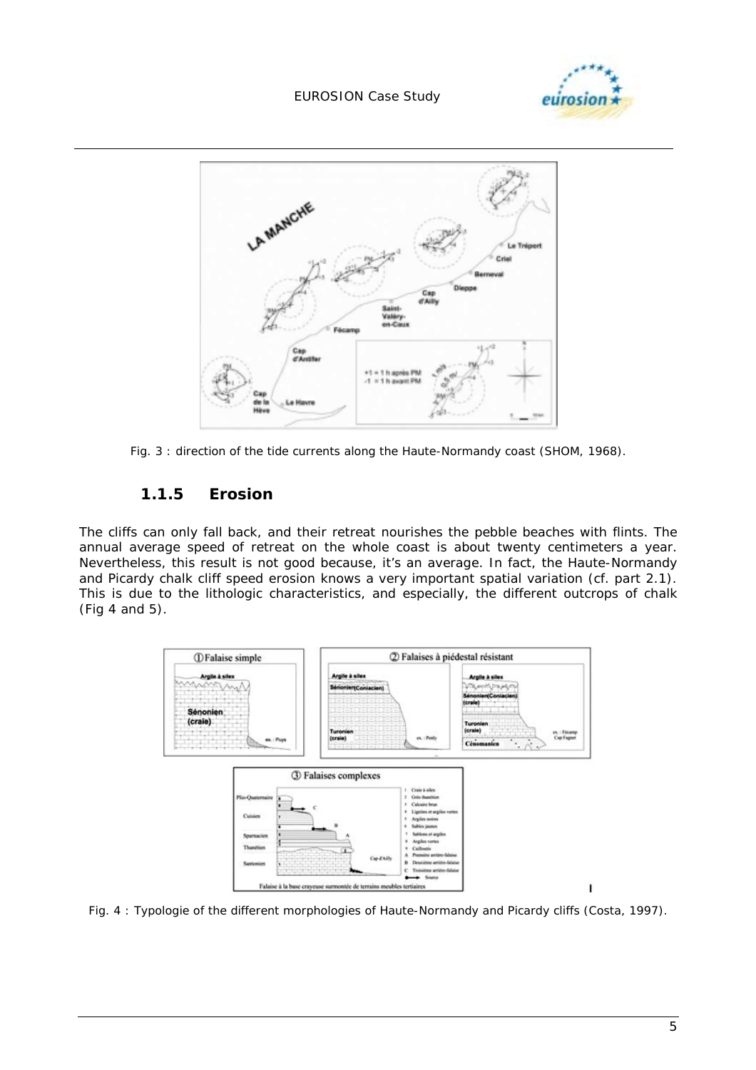Fig. 3 : direction of the tide currents along the Haute-Normandy coast (SHOM, 1968).

### 1.1.5 Erosion

The cliffs can only fall back, and their retreat nourishes the pebble beaches with flints. The annual average speed of retreat on the whole coast is about twenty centimeters a year. Nevertheless, this result is not good because, it's an average. In fact, the Haute-Normandy and Picardy chalk cliff speed erosion knows a very important spatial variation (cf. part 2.1). This is due to the lithologic characteristics, and especially, the different outcrops of chalk (Fig 4 and 5).

Fig. 4 : Typologie of the different morphologies of Haute-Normandy and Picardy cliffs (Costa, 1997).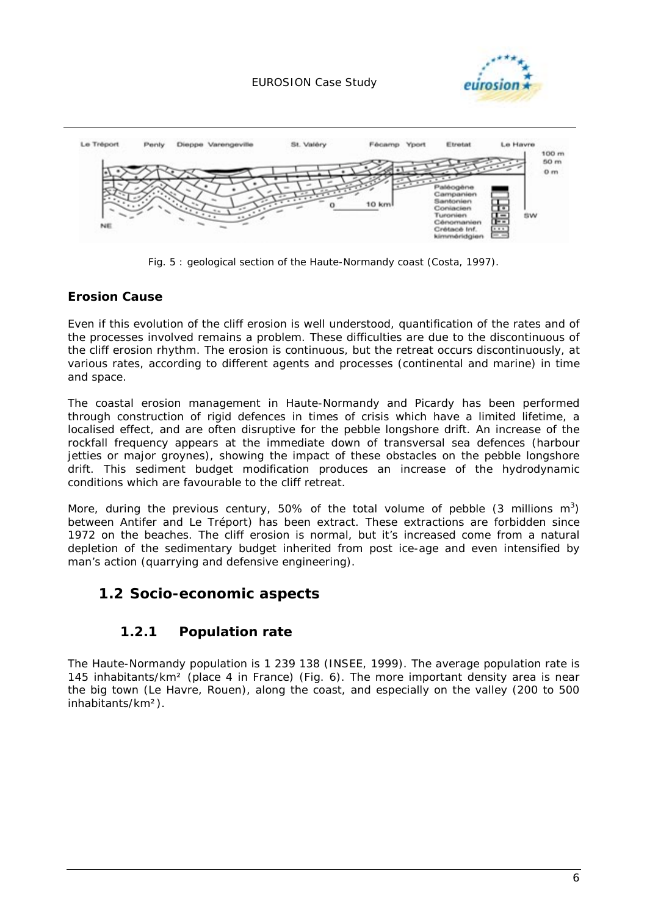Fig. 5 : geological section of the Haute-Normandy coast (Costa, 1997).

### Erosion Cause

Even if this evolution of the cliff erosion is well understood, quantification of the rates and of the processes involved remains a problem. These difficulties are due to the discontinuous of the cliff erosion rhythm. The erosion is continuous, but the retreat occurs discontinuously, at various rates, according to different agents and processes (continental and marine) in time and space.

The coastal erosion management in Haute-Normandy and Picardy has been performed through construction of rigid defences in times of crisis which have a limited lifetime, a localised effect, and are often disruptive for the pebble longshore drift. An increase of the rockfall frequency appears at the immediate down of transversal sea defences (harbour jetties or major groynes), showing the impact of these obstacles on the pebble longshore drift. This sediment budget modification produces an increase of the hydrodynamic conditions which are favourable to the cliff retreat.

More, during the previous century, 50% of the total volume of pebble (3 millions $m^3$) between Antifer and Le Tréport) has been extract. These extractions are forbidden since 1972 on the beaches. The cliff erosion is normal, but it's increased come from a natural depletion of the sedimentary budget inherited from post ice-age and even intensified by man's action (quarrying and defensive engineering).

## 1.2 Socio-economic aspects

### 1.2.1 Population rate

The Haute-Normandy population is 1 239 138 (INSEE, 1999). The average population rate is 145 inhabitants/km² (place 4 in France) (Fig. 6). The more important density area is near the big town (Le Havre, Rouen), along the coast, and especially on the valley (200 to 500 inhabitants/km²).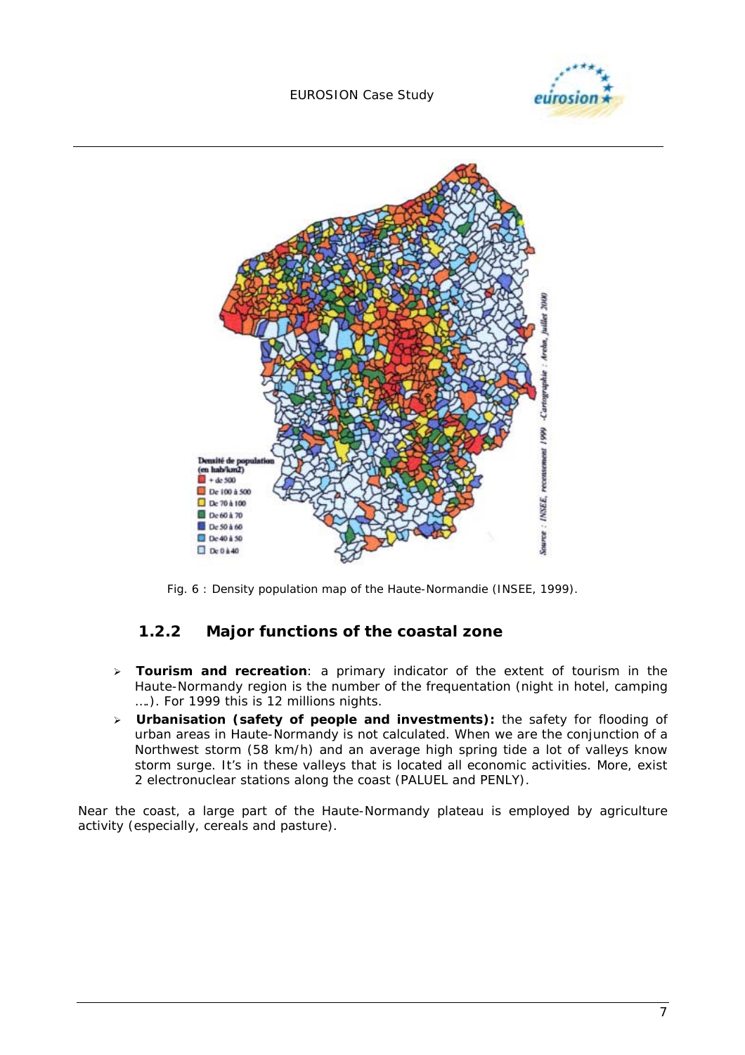Fig. 6 : Density population map of the Haute-Normandie (INSEE, 1999).

### 1.2.2 Major functions of the coastal zone

- **Tourism and recreation**: a primary indicator of the extent of tourism in the Haute-Normandy region is the number of the frequentation (night in hotel, camping ….). For 1999 this is 12 millions nights.
- **Urbanisation (safety of people and investments):** the safety for flooding of urban areas in Haute-Normandy is not calculated. When we are the conjunction of a Northwest storm (58 km/h) and an average high spring tide a lot of valleys know storm surge. It's in these valleys that is located all economic activities. More, exist 2 electronuclear stations along the coast (PALUEL and PENLY).

Near the coast, a large part of the Haute-Normandy plateau is employed by agriculture activity (especially, cereals and pasture).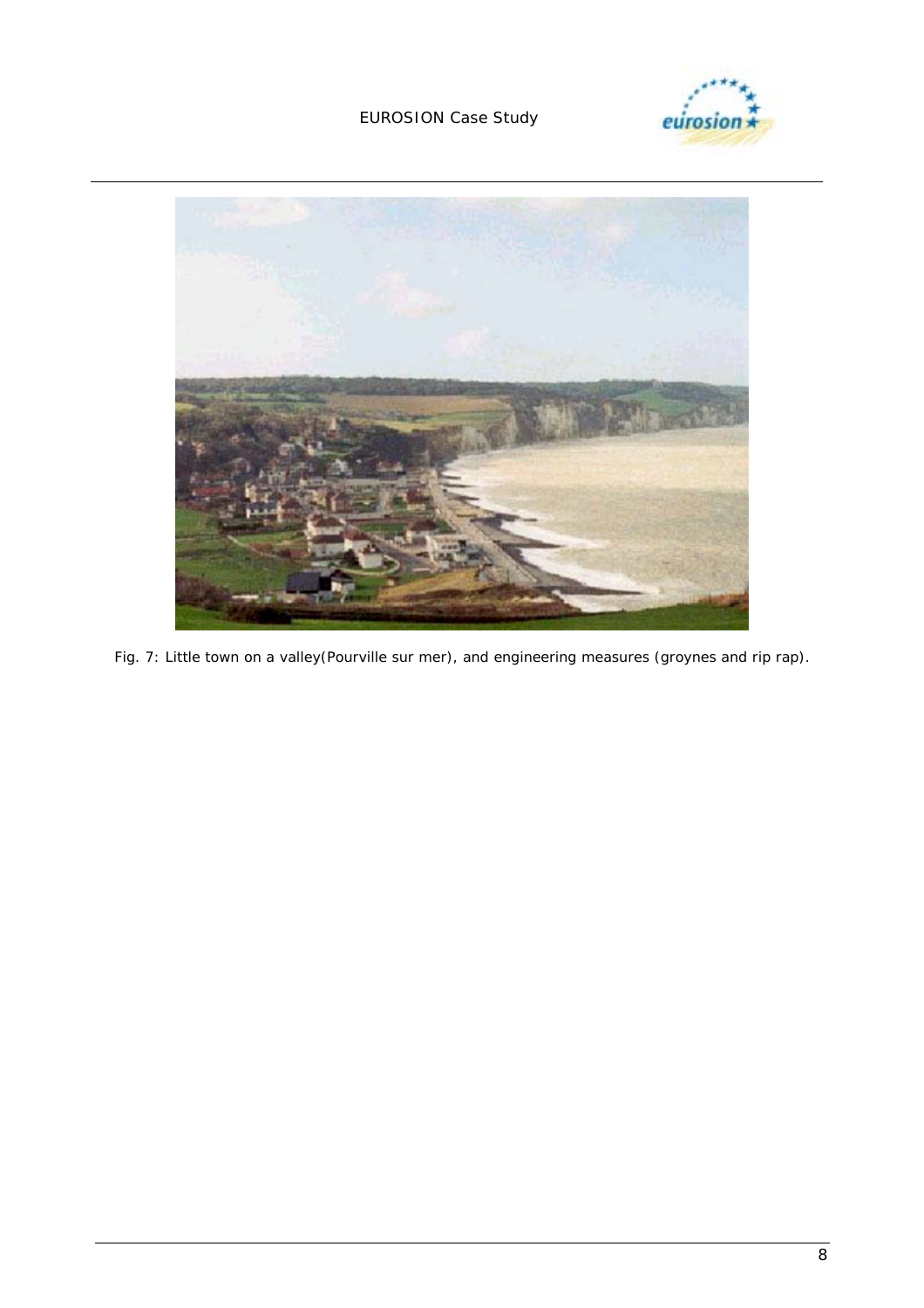Fig. 7: Little town on a valley(Pourville sur mer), and engineering measures (groynes and rip rap).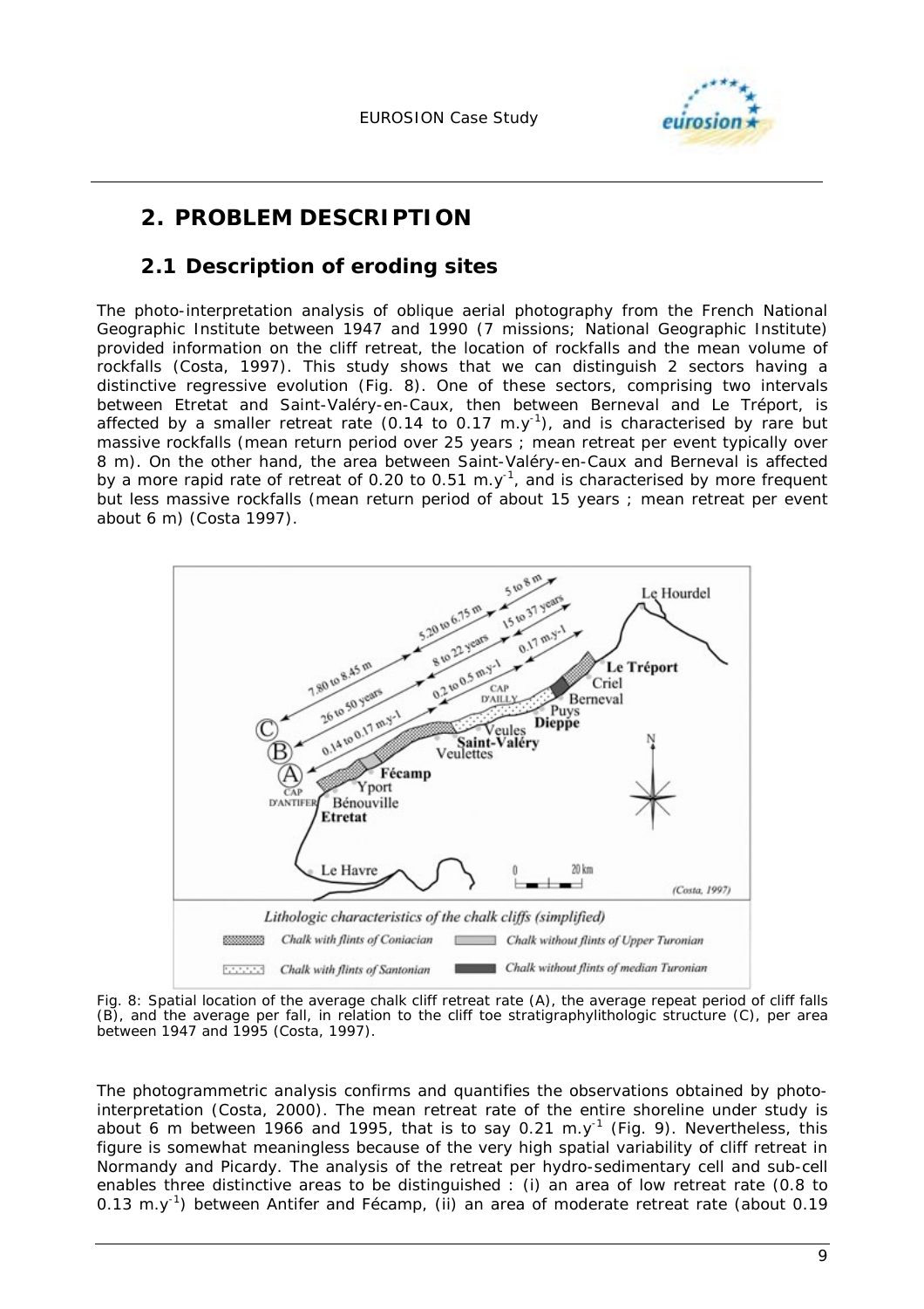# 2. PROBLEM DESCRIPTION

## 2.1 Description of eroding sites

The photo-interpretation analysis of oblique aerial photography from the French National Geographic Institute between 1947 and 1990 (7 missions; National Geographic Institute) provided information on the cliff retreat, the location of rockfalls and the mean volume of rockfalls (Costa, 1997). This study shows that we can distinguish 2 sectors having a distinctive regressive evolution (Fig. 8). One of these sectors, comprising two intervals between Etretat and Saint-Valéry-en-Caux, then between Berneval and Le Tréport, is affected by a smaller retreat rate (0.14 to 0.17 $m.y^{-1}$), and is characterised by rare but massive rockfalls (mean return period over 25 years ; mean retreat per event typically over 8 m). On the other hand, the area between Saint-Valéry-en-Caux and Berneval is affected by a more rapid rate of retreat of 0.20 to 0.51 $m.y^{-1}$, and is characterised by more frequent but less massive rockfalls (mean return period of about 15 years ; mean retreat per event about 6 m) (Costa 1997).

Fig. 8: Spatial location of the average chalk cliff retreat rate (A), the average repeat period of cliff falls (B), and the average per fall, in relation to the cliff toe stratigraphylithologic structure (C), per area between 1947 and 1995 (Costa, 1997).

The photogrammetric analysis confirms and quantifies the observations obtained by photo-interpretation (Costa, 2000). The mean retreat rate of the entire shoreline under study is about 6 m between 1966 and 1995, that is to say 0.21 $m.y^{-1}$ (Fig. 9). Nevertheless, this figure is somewhat meaningless because of the very high spatial variability of cliff retreat in Normandy and Picardy. The analysis of the retreat per hydro-sedimentary cell and sub-cell enables three distinctive areas to be distinguished : (i) an area of low retreat rate (0.8 to 0.13 $m.y^{-1}$) between Antifer and Fécamp, (ii) an area of moderate retreat rate (about 0.19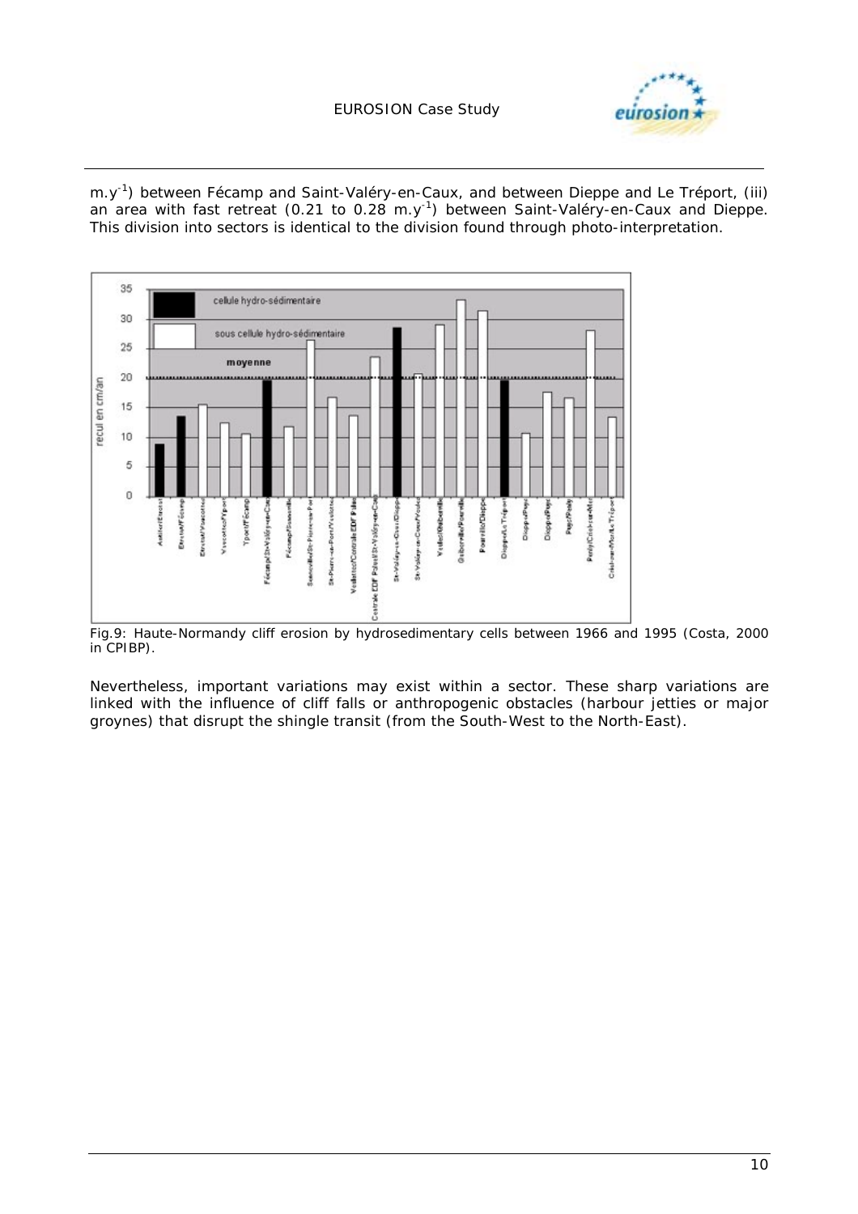$m.y^{-1}$) between Fécamp and Saint-Valéry-en-Caux, and between Dieppe and Le Tréport, (iii) an area with fast retreat (0.21 to 0.28 $m.y^{-1}$) between Saint-Valéry-en-Caux and Dieppe. This division into sectors is identical to the division found through photo-interpretation.

Fig.9: Haute-Normandy cliff erosion by hydrosedimentary cells between 1966 and 1995 (Costa, 2000 in CPIBP).

Nevertheless, important variations may exist within a sector. These sharp variations are linked with the influence of cliff falls or anthropogenic obstacles (harbour jetties or major groynes) that disrupt the shingle transit (from the South-West to the North-East).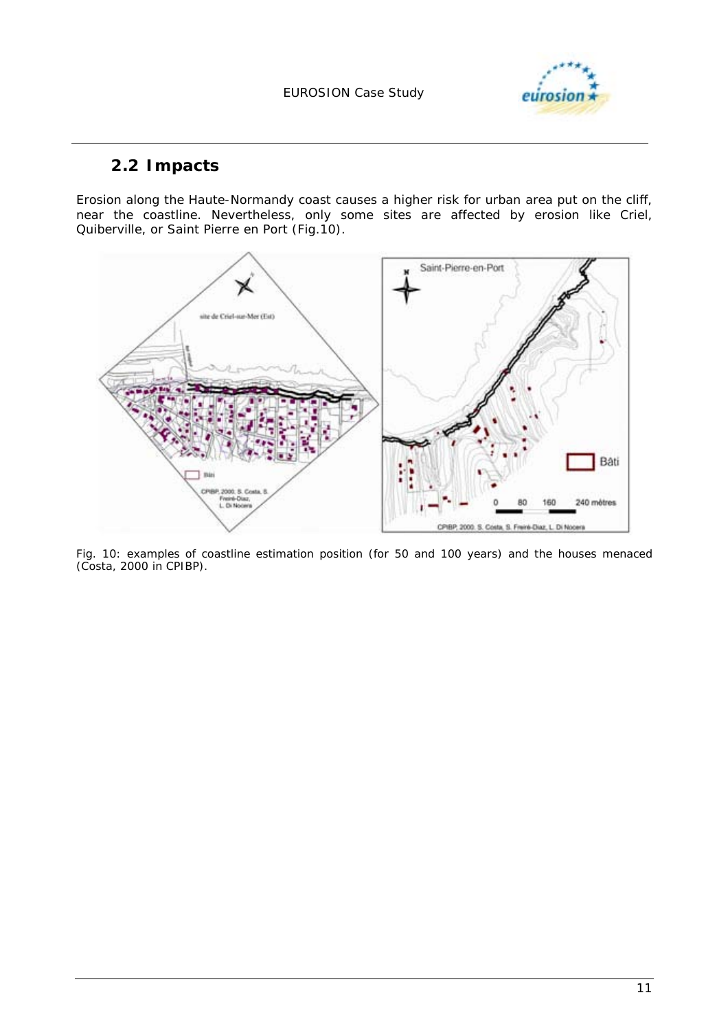## 2.2 Impacts

Erosion along the Haute-Normandy coast causes a higher risk for urban area put on the cliff, near the coastline. Nevertheless, only some sites are affected by erosion like Criel, Quiberville, or Saint Pierre en Port (Fig.10).

Fig. 10: examples of coastline estimation position (for 50 and 100 years) and the houses menaced (Costa, 2000 in CPIBP).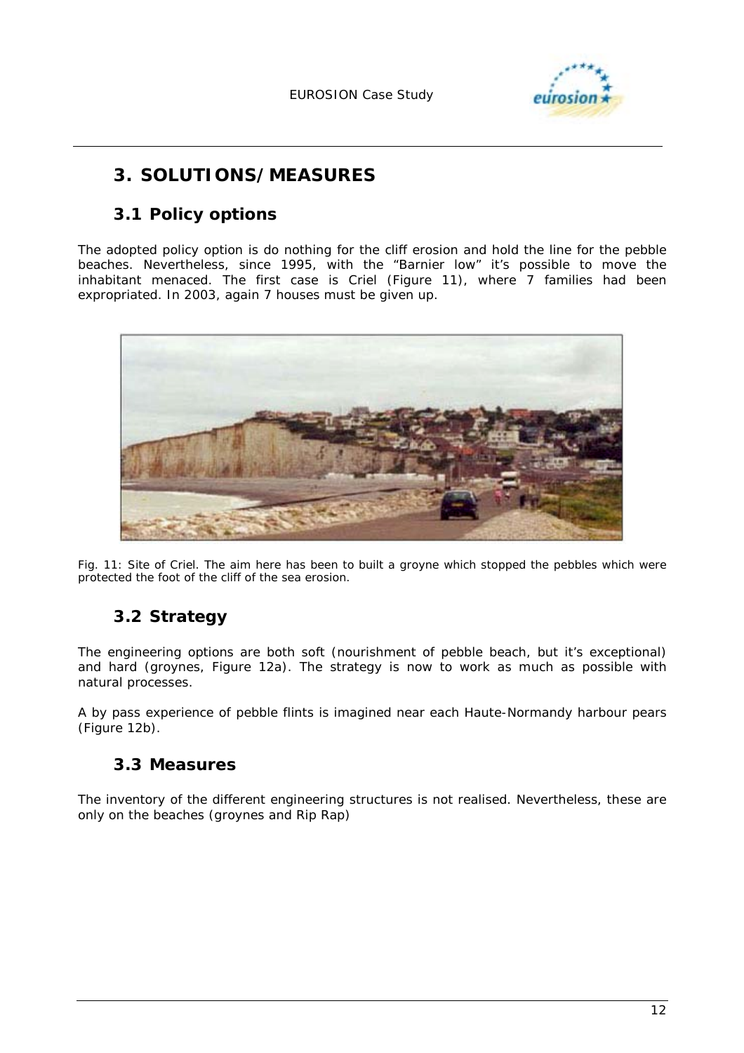# 3. SOLUTIONS/MEASURES

## 3.1 Policy options

The adopted policy option is do nothing for the cliff erosion and hold the line for the pebble beaches. Nevertheless, since 1995, with the "Barnier low" it's possible to move the inhabitant menaced. The first case is Criel (Figure 11), where 7 families had been expropriated. In 2003, again 7 houses must be given up.

Fig. 11: Site of Criel. The aim here has been to built a groyne which stopped the pebbles which were protected the foot of the cliff of the sea erosion.

## 3.2 Strategy

The engineering options are both soft (nourishment of pebble beach, but it's exceptional) and hard (groynes, Figure 12a). The strategy is now to work as much as possible with natural processes.

A by pass experience of pebble flints is imagined near each Haute-Normandy harbour pears (Figure 12b).

## 3.3 Measures

The inventory of the different engineering structures is not realised. Nevertheless, these are only on the beaches (groynes and Rip Rap)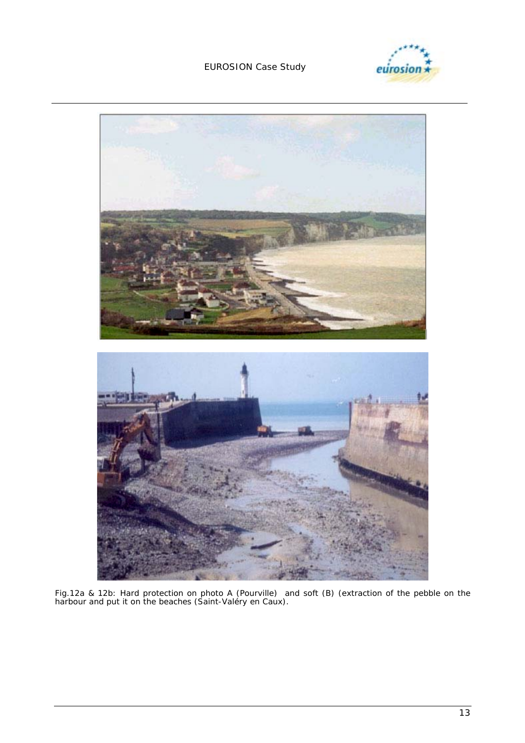Fig.12a & 12b: Hard protection on photo A (Pourville) and soft (B) (extraction of the pebble on the harbour and put it on the beaches (Saint-Valéry en Caux).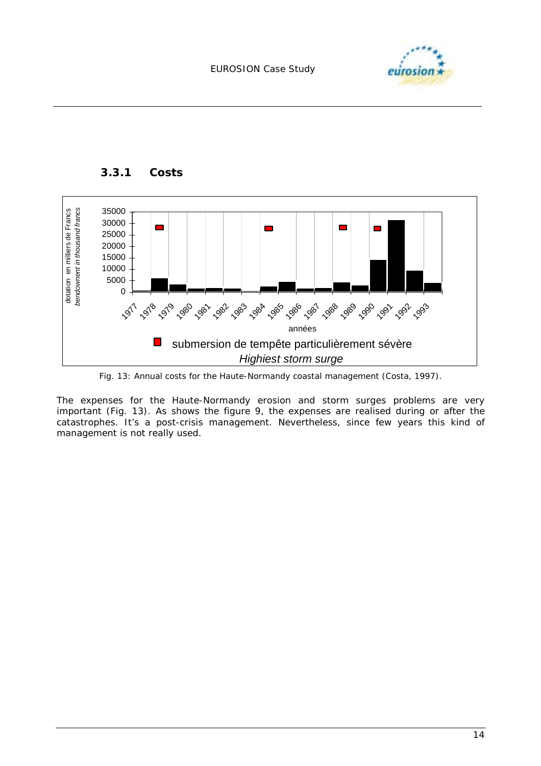### 3.3.1 Costs

Fig. 13: Annual costs for the Haute-Normandy coastal management (Costa, 1997).

The expenses for the Haute-Normandy erosion and storm surges problems are very important (Fig. 13). As shows the figure 9, the expenses are realised during or after the catastrophes. It's a post-crisis management. Nevertheless, since few years this kind of management is not really used.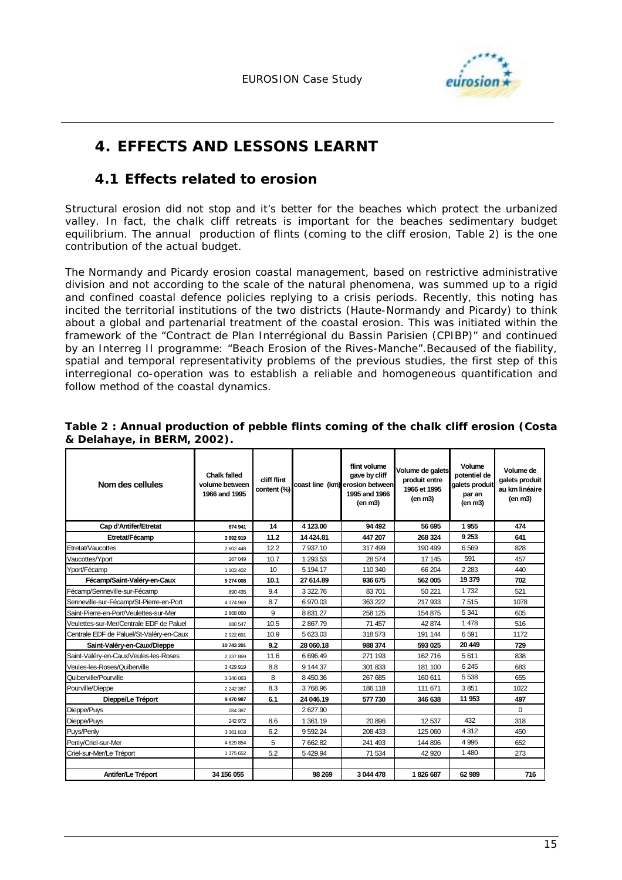# 4. EFFECTS AND LESSONS LEARNT

## 4.1 Effects related to erosion

Structural erosion did not stop and it's better for the beaches which protect the urbanized valley. In fact, the chalk cliff retreats is important for the beaches sedimentary budget equilibrium. The annual production of flints (coming to the cliff erosion, Table 2) is the one contribution of the actual budget.

The Normandy and Picardy erosion coastal management, based on restrictive administrative division and not according to the scale of the natural phenomena, was summed up to a rigid and confined coastal defence policies replying to a crisis periods. Recently, this noting has incited the territorial institutions of the two districts (Haute-Normandy and Picardy) to think about a global and partenarial treatment of the coastal erosion. This was initiated within the framework of the "Contract de Plan Interrégional du Bassin Parisien (CPIBP)" and continued by an Interreg II programme: "Beach Erosion of the Rives-Manche".Becaused of the fiability, spatial and temporal representativity problems of the previous studies, the first step of this interregional co-operation was to establish a reliable and homogeneous quantification and follow method of the coastal dynamics.

**Table 2 : Annual production of pebble flints coming of the chalk cliff erosion (Costa & Delahaye, in BERM, 2002).**

| Nom des cellules | Chalk falled volume between 1966 and 1995 | cliff flint content (%) | coast line (km) | flint volume gave by cliff erosion between 1995 and 1966 (en m3) | Volume de galets produit entre 1966 et 1995 (en m3) | Volume potentiel de galets produit par an (en m3) | Volume de galets produit au km linéaire (en m3) |
|---|---|---|---|---|---|---|---|
| **Cap d'Antifer/Etretat** | **674 941** | **14** | **4 123.00** | **94 492** | **56 695** | **1 955** | **474** |
| **Etretat/Fécamp** | **3 992 919** | **11.2** | **14 424.81** | **447 207** | **268 324** | **9 253** | **641** |
| Etretat/Vaucottes | 2 602 448 | 12.2 | 7 937.10 | 317 499 | 190 499 | 6 569 | 828 |
| Vaucottes/Yport | 267 049 | 10.7 | 1 293.53 | 28 574 | 17 145 | 591 | 457 |
| Yport/Fécamp | 1 103 402 | 10 | 5 194.17 | 110 340 | 66 204 | 2 283 | 440 |
| **Fécamp/Saint-Valéry-en-Caux** | **9 274 008** | **10.1** | **27 614.89** | **936 675** | **562 005** | **19 379** | **702** |
| Fécamp/Senneville-sur-Fécamp | 890 435 | 9.4 | 3 322.76 | 83 701 | 50 221 | 1 732 | 521 |
| Senneville-sur-Fécamp/St-Pierre-en-Port | 4 174 969 | 8.7 | 6 970.03 | 363 222 | 217 933 | 7 515 | 1078 |
| Saint-Pierre-en-Port/Veulettes-sur-Mer | 2 868 060 | 9 | 8 831.27 | 258 125 | 154 875 | 5 341 | 605 |
| Veulettes-sur-Mer/Centrale EDF de Paluel | 680 547 | 10.5 | 2 867.79 | 71 457 | 42 874 | 1 478 | 516 |
| Centrale EDF de Paluel/St-Valéry-en-Caux | 2 922 691 | 10.9 | 5 623.03 | 318 573 | 191 144 | 6 591 | 1172 |
| **Saint-Valéry-en-Caux/Dieppe** | **10 743 201** | **9.2** | **28 060.18** | **988 374** | **593 025** | **20 449** | **729** |
| Saint-Valéry-en-Caux/Veules-les-Roses | 2 337 869 | 11.6 | 6 696.49 | 271 193 | 162 716 | 5 611 | 838 |
| Veules-les-Roses/Quiberville | 3 429 919 | 8.8 | 9 144.37 | 301 833 | 181 100 | 6 245 | 683 |
| Quiberville/Pourville | 3 346 063 | 8 | 8 450.36 | 267 685 | 160 611 | 5 538 | 655 |
| Pourville/Dieppe | 2 242 387 | 8.3 | 3 768.96 | 186 118 | 111 671 | 3 851 | 1022 |
| **Dieppe/Le Tréport** | **9 470 987** | **6.1** | **24 046.19** | **577 730** | **346 638** | **11 953** | **497** |
| Dieppe/Puys | 284 387 | | 2 627.90 | | | | 0 |
| Dieppe/Puys | 242 972 | 8.6 | 1 361.19 | 20 896 | 12 537 | 432 | 318 |
| Puys/Penly | 3 361 818 | 6.2 | 9 592.24 | 208 433 | 125 060 | 4 312 | 450 |
| Penly/Criel-sur-Mer | 4 829 854 | 5 | 7 662.82 | 241 493 | 144 896 | 4 996 | 652 |
| Criel-sur-Mer/Le Tréport | 1 375 652 | 5.2 | 5 429.94 | 71 534 | 42 920 | 1 480 | 273 |
| | | | | | | | |
| **Antifer/Le Tréport** | **34 156 055** | | **98 269** | **3 044 478** | **1 826 687** | **62 989** | **716** |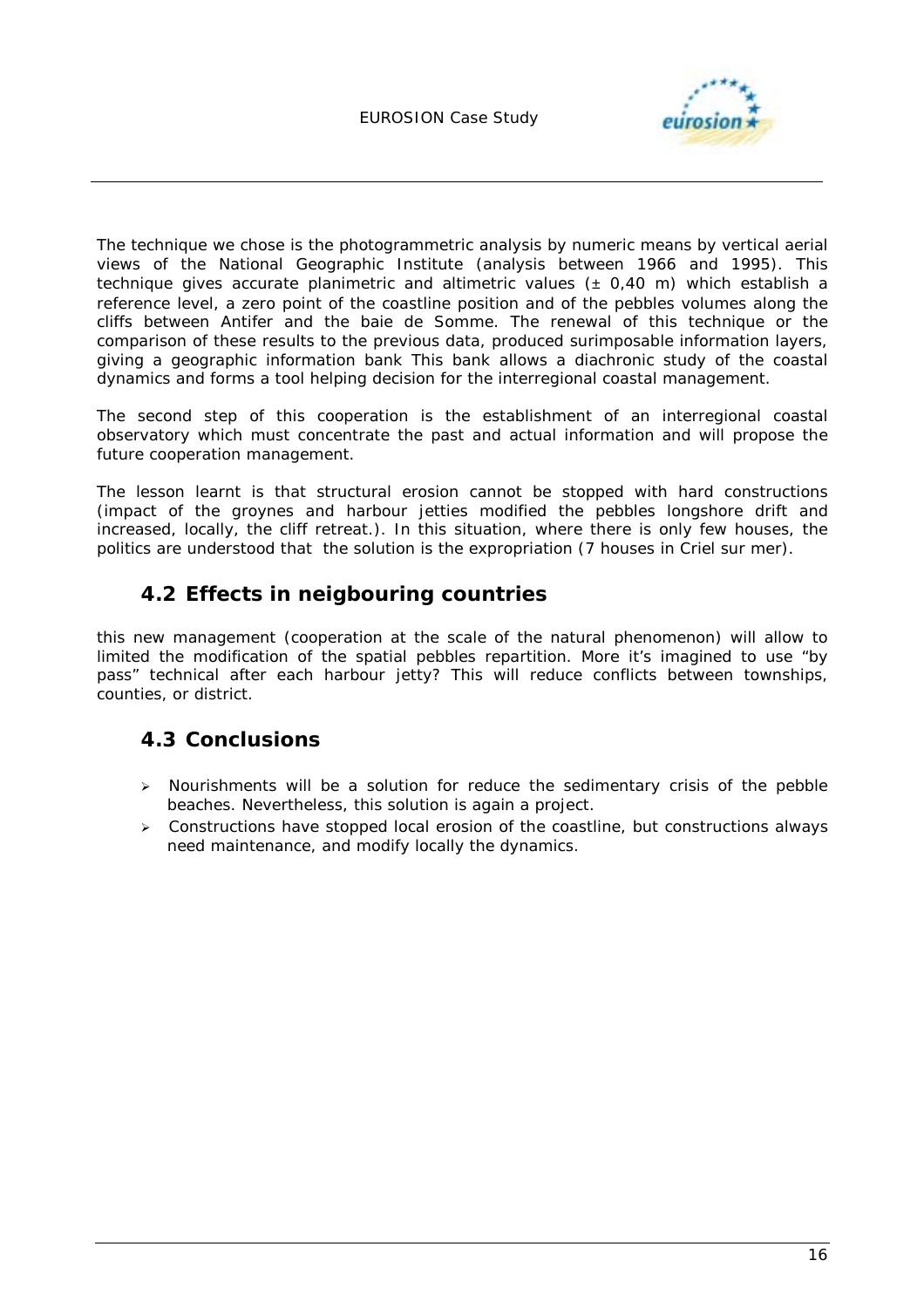The technique we chose is the photogrammetric analysis by numeric means by vertical aerial views of the National Geographic Institute (analysis between 1966 and 1995). This technique gives accurate planimetric and altimetric values (± 0,40 m) which establish a reference level, a zero point of the coastline position and of the pebbles volumes along the cliffs between Antifer and the baie de Somme. The renewal of this technique or the comparison of these results to the previous data, produced surimposable information layers, giving a geographic information bank This bank allows a diachronic study of the coastal dynamics and forms a tool helping decision for the interregional coastal management.

The second step of this cooperation is the establishment of an interregional coastal observatory which must concentrate the past and actual information and will propose the future cooperation management.

The lesson learnt is that structural erosion cannot be stopped with hard constructions (impact of the groynes and harbour jetties modified the pebbles longshore drift and increased, locally, the cliff retreat.). In this situation, where there is only few houses, the politics are understood that the solution is the expropriation (7 houses in Criel sur mer).

## 4.2 Effects in neigbouring countries

this new management (cooperation at the scale of the natural phenomenon) will allow to limited the modification of the spatial pebbles repartition. More it's imagined to use "by pass" technical after each harbour jetty? This will reduce conflicts between townships, counties, or district.

## 4.3 Conclusions

- Nourishments will be a solution for reduce the sedimentary crisis of the pebble beaches. Nevertheless, this solution is again a project.
- Constructions have stopped local erosion of the coastline, but constructions always need maintenance, and modify locally the dynamics.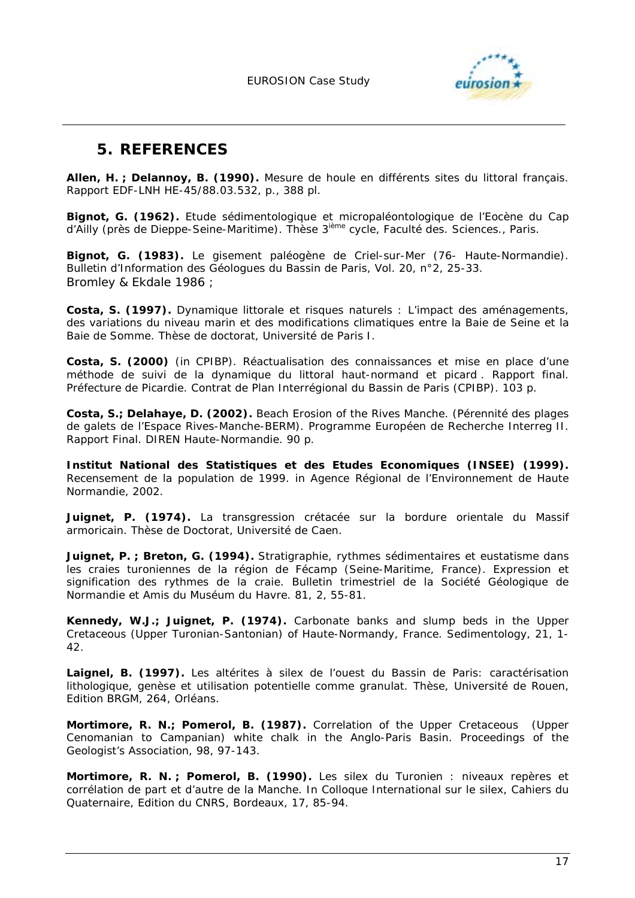## 5. REFERENCES

**Allen, H. ; Delannoy, B. (1990).** Mesure de houle en différents sites du littoral français. Rapport EDF-LNH HE-45/88.03.532, p., 388 pl.

**Bignot, G. (1962).** Etude sédimentologique et micropaléontologique de l'Eocène du Cap d'Ailly (près de Dieppe-Seine-Maritime). Thèse 3[ième] cycle, Faculté des. Sciences., Paris.

**Bignot, G. (1983).** Le gisement paléogène de Criel-sur-Mer (76- Haute-Normandie). Bulletin d'Information des Géologues du Bassin de Paris, Vol. 20, n°2, 25-33.
Bromley & Ekdale 1986 ;

**Costa, S. (1997).** Dynamique littorale et risques naturels : L'impact des aménagements, des variations du niveau marin et des modifications climatiques entre la Baie de Seine et la Baie de Somme. Thèse de doctorat, Université de Paris I.

**Costa, S. (2000)** (in CPIBP). Réactualisation des connaissances et mise en place d'une méthode de suivi de la dynamique du littoral haut-normand et picard . Rapport final. Préfecture de Picardie. Contrat de Plan Interrégional du Bassin de Paris (CPIBP). 103 p.

**Costa, S.; Delahaye, D. (2002).** Beach Erosion of the Rives Manche. (Pérennité des plages de galets de l'Espace Rives-Manche-BERM). Programme Européen de Recherche Interreg II. Rapport Final. DIREN Haute-Normandie. 90 p.

**Institut National des Statistiques et des Etudes Economiques (INSEE) (1999).** Recensement de la population de 1999. in Agence Régional de l'Environnement de Haute Normandie, 2002.

**Juignet, P. (1974).** La transgression crétacée sur la bordure orientale du Massif armoricain. Thèse de Doctorat, Université de Caen.

**Juignet, P. ; Breton, G. (1994).** Stratigraphie, rythmes sédimentaires et eustatisme dans les craies turoniennes de la région de Fécamp (Seine-Maritime, France). Expression et signification des rythmes de la craie. Bulletin trimestriel de la Société Géologique de Normandie et Amis du Muséum du Havre. 81, 2, 55-81.

**Kennedy, W.J.; Juignet, P. (1974).** Carbonate banks and slump beds in the Upper Cretaceous (Upper Turonian-Santonian) of Haute-Normandy, France. Sedimentology, 21, 1-42.

**Laignel, B. (1997).** Les altérites à silex de l'ouest du Bassin de Paris: caractérisation lithologique, genèse et utilisation potentielle comme granulat. Thèse, Université de Rouen, Edition BRGM, 264, Orléans.

**Mortimore, R. N.; Pomerol, B. (1987).** Correlation of the Upper Cretaceous (Upper Cenomanian to Campanian) white chalk in the Anglo-Paris Basin. Proceedings of the Geologist's Association, 98, 97-143.

**Mortimore, R. N. ; Pomerol, B. (1990).** Les silex du Turonien : niveaux repères et corrélation de part et d'autre de la Manche. In Colloque International sur le silex, Cahiers du Quaternaire, Edition du CNRS, Bordeaux, 17, 85-94.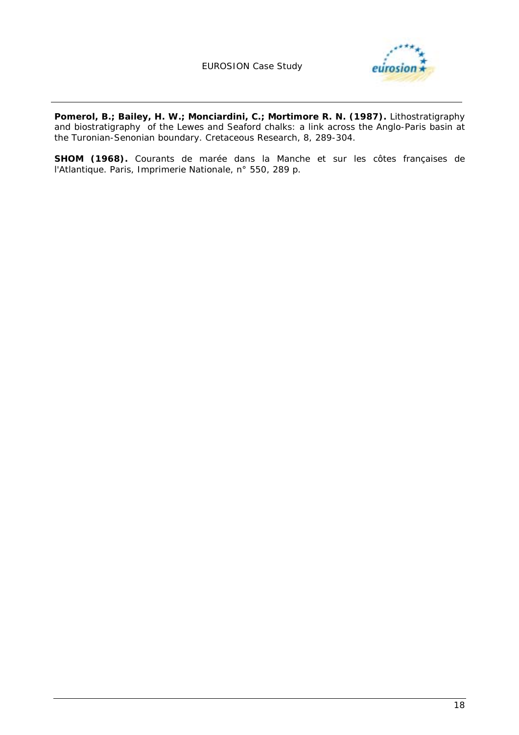**Pomerol, B.; Bailey, H. W.; Monciardini, C.; Mortimore R. N. (1987).** Lithostratigraphy and biostratigraphy of the Lewes and Seaford chalks: a link across the Anglo-Paris basin at the Turonian-Senonian boundary. Cretaceous Research, 8, 289-304.

**SHOM (1968).** Courants de marée dans la Manche et sur les côtes françaises de l'Atlantique. Paris, Imprimerie Nationale, n° 550, 289 p.